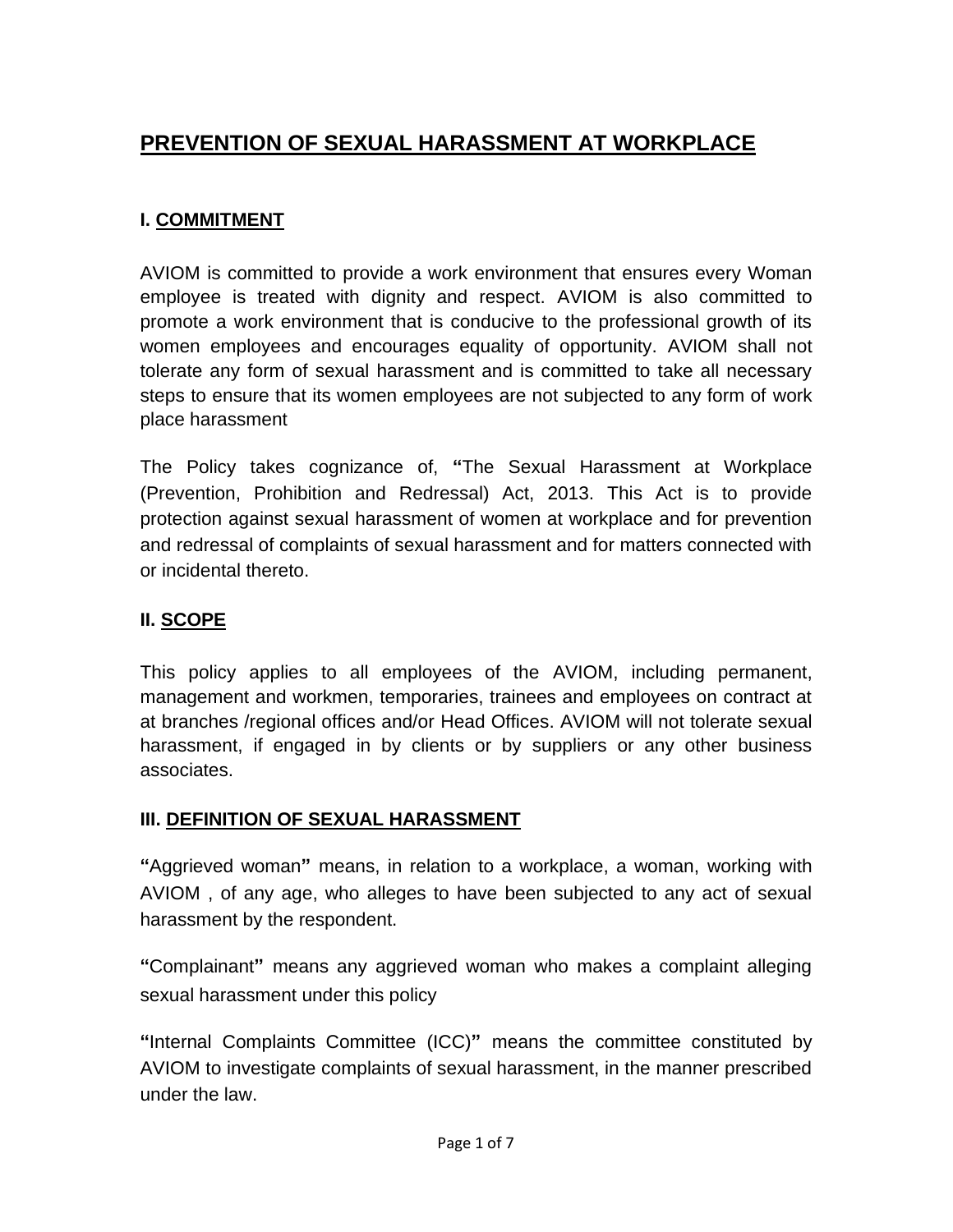# PREVENTION OF SEXUAL HARASSMENT AT WORKPLACE

## I. COMMITMENT

AVIOM is committed to provide a work environment that ensures every Woman employee is treated with dignity and respect. AVIOM is also committed to promote a work environment that is conducive to the professional growth of its women employees and encourages equality of opportunity. AVIOM shall not tolerate any form of sexual harassment and is committed to take all necessary steps to ensure that its women employees are not subjected to any form of work place harassment

The Policy takes cognizance of, **"**The Sexual Harassment at Workplace (Prevention, Prohibition and Redressal) Act, 2013. This Act is to provide protection against sexual harassment of women at workplace and for prevention and redressal of complaints of sexual harassment and for matters connected with or incidental thereto.

## II. SCOPE

This policy applies to all employees of the AVIOM, including permanent, management and workmen, temporaries, trainees and employees on contract at at branches /regional offices and/or Head Offices. AVIOM will not tolerate sexual harassment, if engaged in by clients or by suppliers or any other business associates.

## III. DEFINITION OF SEXUAL HARASSMENT

**"**Aggrieved woman**"** means, in relation to a workplace, a woman, working with AVIOM , of any age, who alleges to have been subjected to any act of sexual harassment by the respondent.

**"**Complainant**"** means any aggrieved woman who makes a complaint alleging sexual harassment under this policy

**"**Internal Complaints Committee (ICC)**"** means the committee constituted by AVIOM to investigate complaints of sexual harassment, in the manner prescribed under the law.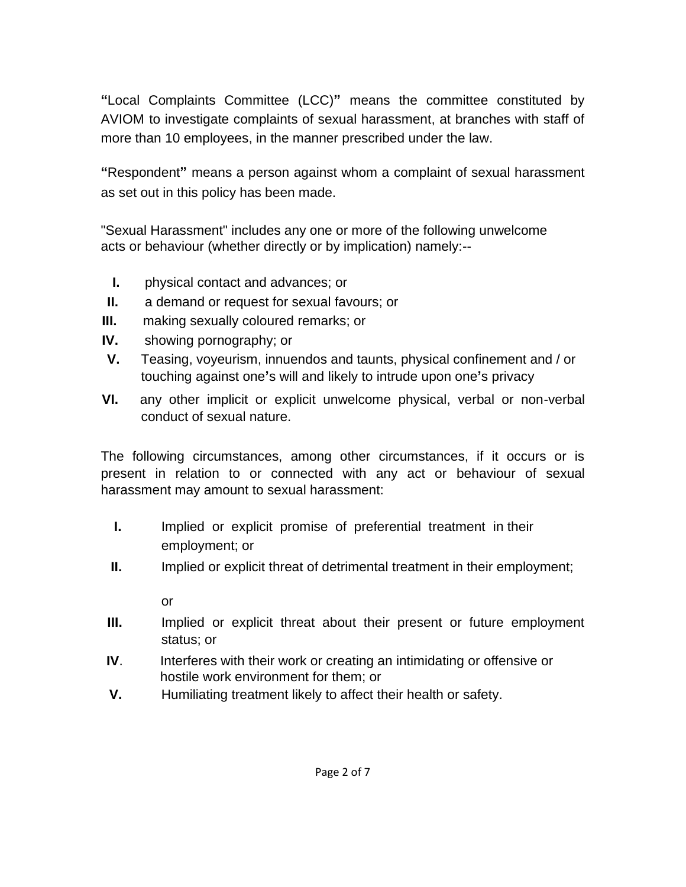**"**Local Complaints Committee (LCC)**"** means the committee constituted by AVIOM to investigate complaints of sexual harassment, at branches with staff of more than 10 employees, in the manner prescribed under the law.

**"**Respondent**"** means a person against whom a complaint of sexual harassment as set out in this policy has been made.

"Sexual Harassment" includes any one or more of the following unwelcome acts or behaviour (whether directly or by implication) namely:--

- **I.** physical contact and advances; or
- **II.** a demand or request for sexual favours; or
- **III.** making sexually coloured remarks; or
- **IV.** showing pornography; or
- **V.** Teasing, voyeurism, innuendos and taunts, physical confinement and / or touching against one**'**s will and likely to intrude upon one**'**s privacy
- **VI.** any other implicit or explicit unwelcome physical, verbal or non-verbal conduct of sexual nature.

The following circumstances, among other circumstances, if it occurs or is present in relation to or connected with any act or behaviour of sexual harassment may amount to sexual harassment:

- **I.** Implied or explicit promise of preferential treatment in their employment; or
- **II.** Implied or explicit threat of detrimental treatment in their employment; or
- **III.** Implied or explicit threat about their present or future employment status; or
- **IV**. Interferes with their work or creating an intimidating or offensive or hostile work environment for them; or
- **V.** Humiliating treatment likely to affect their health or safety.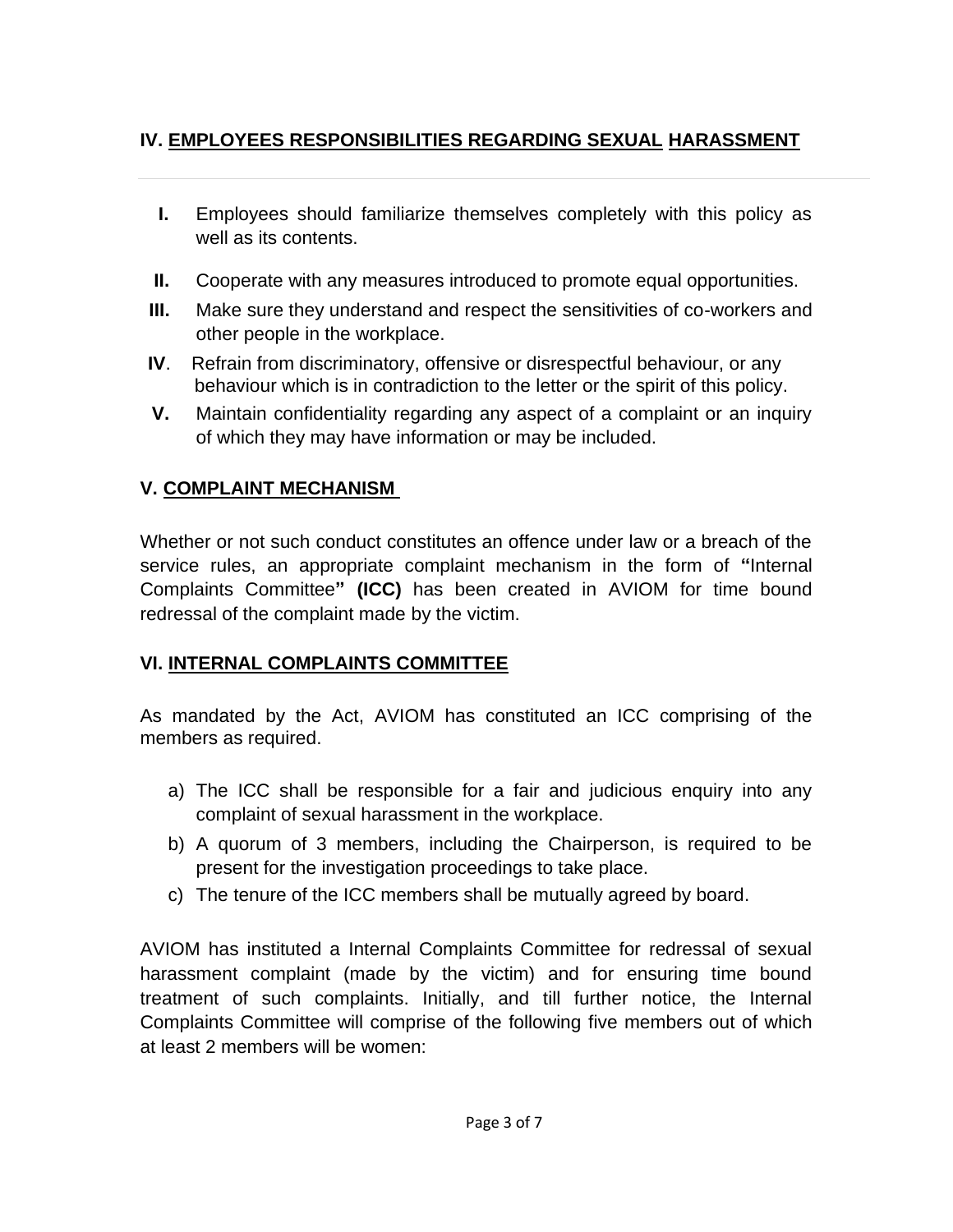## IV. EMPLOYEES RESPONSIBILITIES REGARDING SEXUAL HARASSMENT

---

**I.** Employees should familiarize themselves completely with this policy as well as its contents.

**II.** Cooperate with any measures introduced to promote equal opportunities.

**III.** Make sure they understand and respect the sensitivities of co-workers and other people in the workplace.

**IV**. Refrain from discriminatory, offensive or disrespectful behaviour, or any behaviour which is in contradiction to the letter or the spirit of this policy.

**V.** Maintain confidentiality regarding any aspect of a complaint or an inquiry of which they may have information or may be included.

## V. COMPLAINT MECHANISM

Whether or not such conduct constitutes an offence under law or a breach of the service rules, an appropriate complaint mechanism in the form of **"**Internal Complaints Committee**" (ICC)** has been created in AVIOM for time bound redressal of the complaint made by the victim.

## VI. INTERNAL COMPLAINTS COMMITTEE

As mandated by the Act, AVIOM has constituted an ICC comprising of the members as required.

a) The ICC shall be responsible for a fair and judicious enquiry into any complaint of sexual harassment in the workplace.
b) A quorum of 3 members, including the Chairperson, is required to be present for the investigation proceedings to take place.
c) The tenure of the ICC members shall be mutually agreed by board.

AVIOM has instituted a Internal Complaints Committee for redressal of sexual harassment complaint (made by the victim) and for ensuring time bound treatment of such complaints. Initially, and till further notice, the Internal Complaints Committee will comprise of the following five members out of which at least 2 members will be women: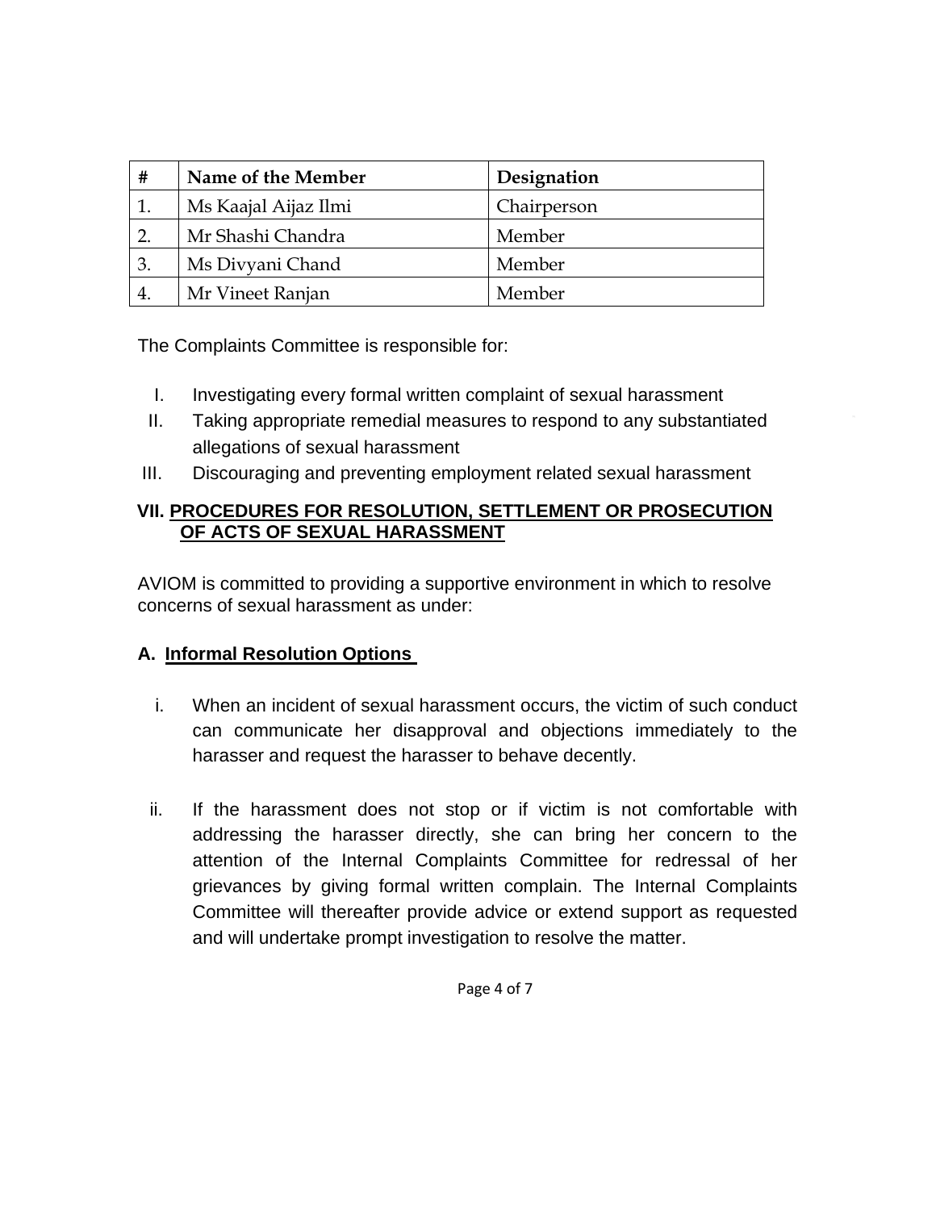| # | Name of the Member | Designation |
|---|---|---|
| 1. | Ms Kaajal Aijaz Ilmi | Chairperson |
| 2. | Mr Shashi Chandra | Member |
| 3. | Ms Divyani Chand | Member |
| 4. | Mr Vineet Ranjan | Member |

The Complaints Committee is responsible for:

I. Investigating every formal written complaint of sexual harassment
II. Taking appropriate remedial measures to respond to any substantiated allegations of sexual harassment
III. Discouraging and preventing employment related sexual harassment

## VII. PROCEDURES FOR RESOLUTION, SETTLEMENT OR PROSECUTION OF ACTS OF SEXUAL HARASSMENT

AVIOM is committed to providing a supportive environment in which to resolve concerns of sexual harassment as under:

### A. Informal Resolution Options

i. When an incident of sexual harassment occurs, the victim of such conduct can communicate her disapproval and objections immediately to the harasser and request the harasser to behave decently.

ii. If the harassment does not stop or if victim is not comfortable with addressing the harasser directly, she can bring her concern to the attention of the Internal Complaints Committee for redressal of her grievances by giving formal written complain. The Internal Complaints Committee will thereafter provide advice or extend support as requested and will undertake prompt investigation to resolve the matter.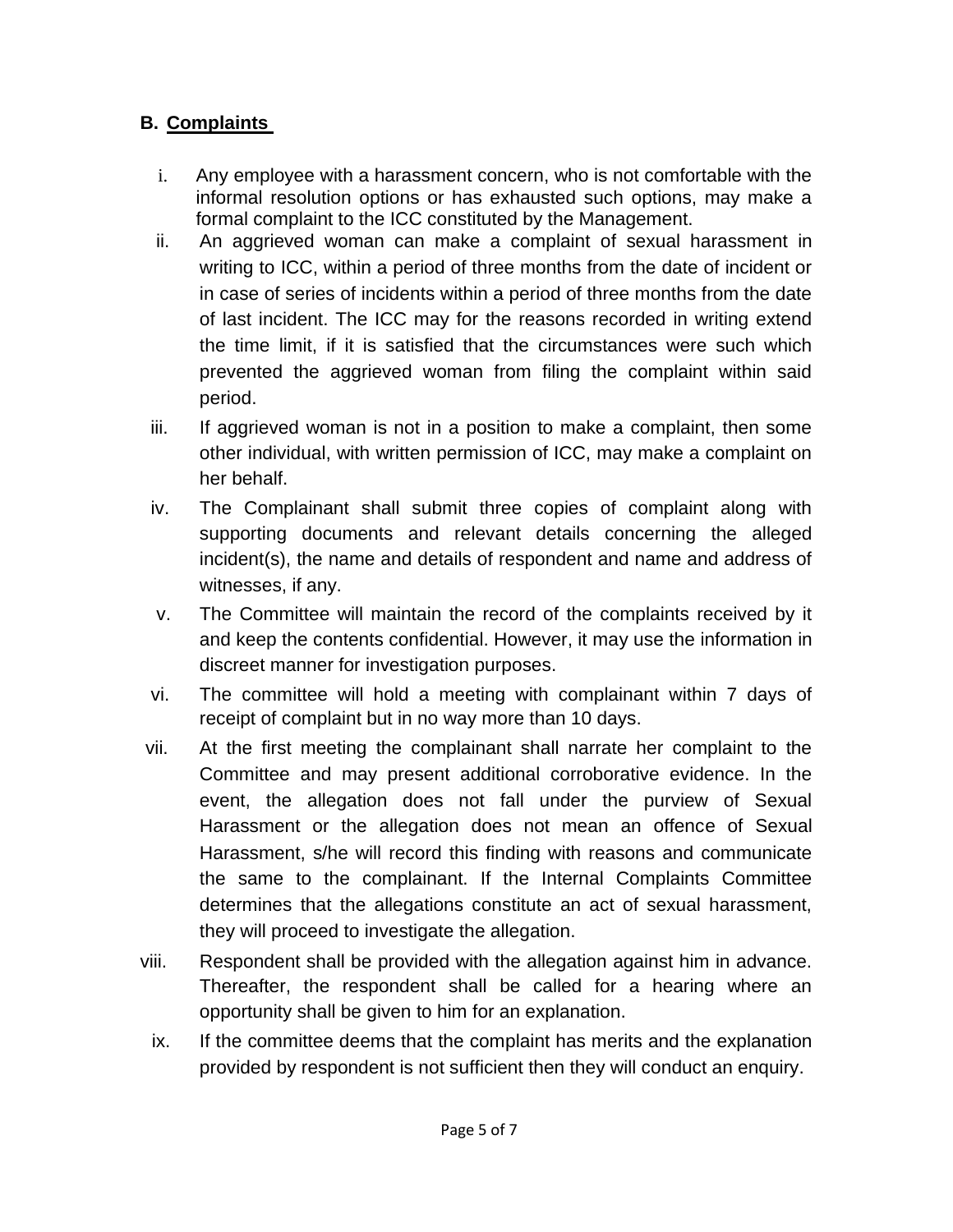## B. Complaints

i. Any employee with a harassment concern, who is not comfortable with the informal resolution options or has exhausted such options, may make a formal complaint to the ICC constituted by the Management.

ii. An aggrieved woman can make a complaint of sexual harassment in writing to ICC, within a period of three months from the date of incident or in case of series of incidents within a period of three months from the date of last incident. The ICC may for the reasons recorded in writing extend the time limit, if it is satisfied that the circumstances were such which prevented the aggrieved woman from filing the complaint within said period.

iii. If aggrieved woman is not in a position to make a complaint, then some other individual, with written permission of ICC, may make a complaint on her behalf.

iv. The Complainant shall submit three copies of complaint along with supporting documents and relevant details concerning the alleged incident(s), the name and details of respondent and name and address of witnesses, if any.

v. The Committee will maintain the record of the complaints received by it and keep the contents confidential. However, it may use the information in discreet manner for investigation purposes.

vi. The committee will hold a meeting with complainant within 7 days of receipt of complaint but in no way more than 10 days.

vii. At the first meeting the complainant shall narrate her complaint to the Committee and may present additional corroborative evidence. In the event, the allegation does not fall under the purview of Sexual Harassment or the allegation does not mean an offence of Sexual Harassment, s/he will record this finding with reasons and communicate the same to the complainant. If the Internal Complaints Committee determines that the allegations constitute an act of sexual harassment, they will proceed to investigate the allegation.

viii. Respondent shall be provided with the allegation against him in advance. Thereafter, the respondent shall be called for a hearing where an opportunity shall be given to him for an explanation.

ix. If the committee deems that the complaint has merits and the explanation provided by respondent is not sufficient then they will conduct an enquiry.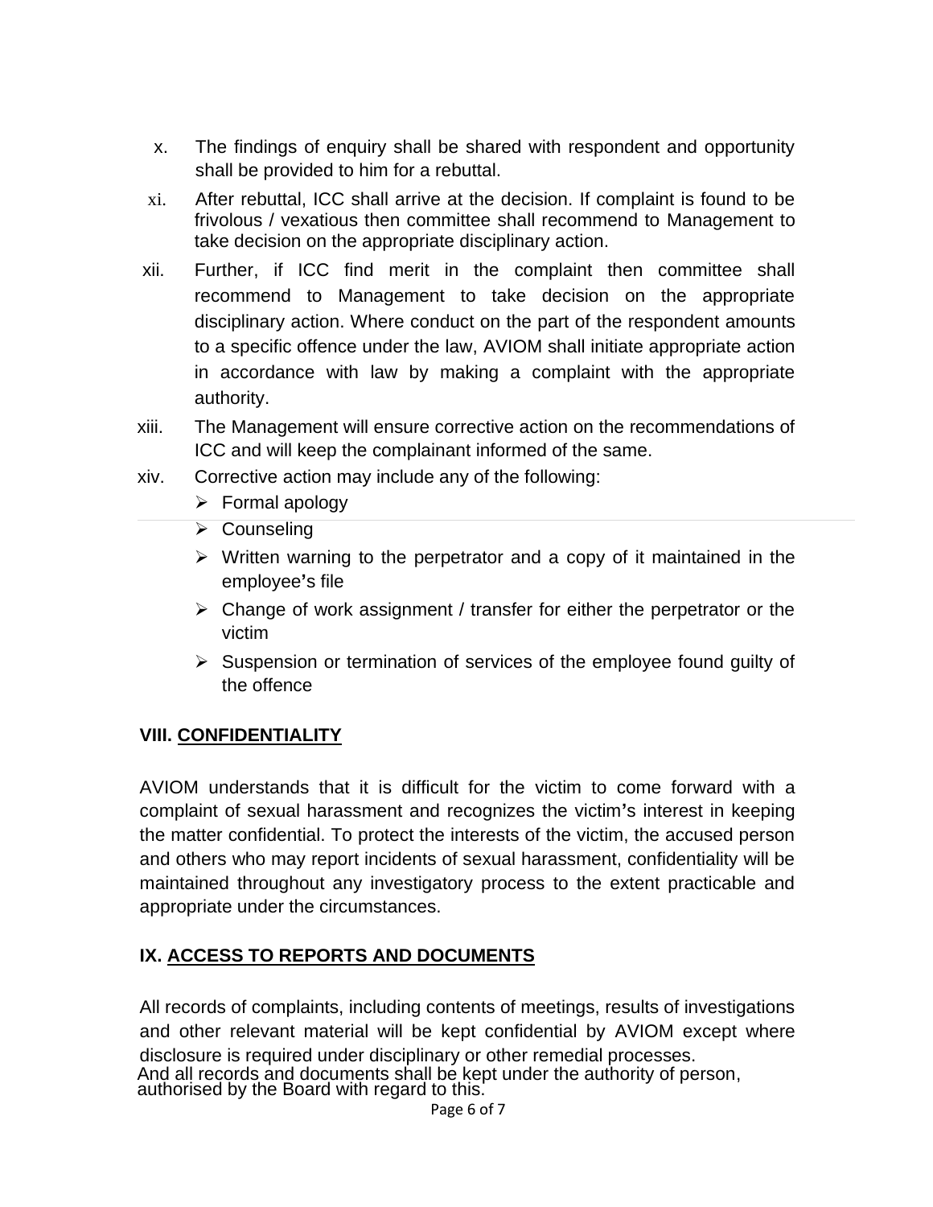x. The findings of enquiry shall be shared with respondent and opportunity shall be provided to him for a rebuttal.

xi. After rebuttal, ICC shall arrive at the decision. If complaint is found to be frivolous / vexatious then committee shall recommend to Management to take decision on the appropriate disciplinary action.

xii. Further, if ICC find merit in the complaint then committee shall recommend to Management to take decision on the appropriate disciplinary action. Where conduct on the part of the respondent amounts to a specific offence under the law, AVIOM shall initiate appropriate action in accordance with law by making a complaint with the appropriate authority.

xiii. The Management will ensure corrective action on the recommendations of ICC and will keep the complainant informed of the same.

xiv. Corrective action may include any of the following:

- Formal apology
- Counseling
- Written warning to the perpetrator and a copy of it maintained in the employee's file
- Change of work assignment / transfer for either the perpetrator or the victim
- Suspension or termination of services of the employee found guilty of the offence

## VIII. CONFIDENTIALITY

AVIOM understands that it is difficult for the victim to come forward with a complaint of sexual harassment and recognizes the victim's interest in keeping the matter confidential. To protect the interests of the victim, the accused person and others who may report incidents of sexual harassment, confidentiality will be maintained throughout any investigatory process to the extent practicable and appropriate under the circumstances.

## IX. ACCESS TO REPORTS AND DOCUMENTS

All records of complaints, including contents of meetings, results of investigations and other relevant material will be kept confidential by AVIOM except where disclosure is required under disciplinary or other remedial processes. And all records and documents shall be kept under the authority of person, authorised by the Board with regard to this.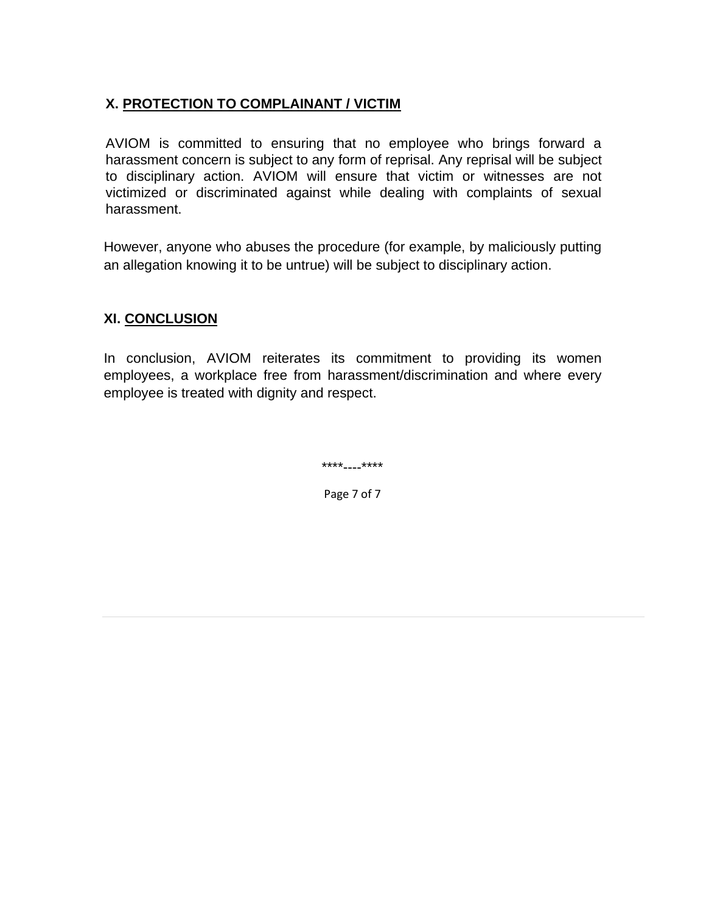## X. PROTECTION TO COMPLAINANT / VICTIM

AVIOM is committed to ensuring that no employee who brings forward a harassment concern is subject to any form of reprisal. Any reprisal will be subject to disciplinary action. AVIOM will ensure that victim or witnesses are not victimized or discriminated against while dealing with complaints of sexual harassment.

However, anyone who abuses the procedure (for example, by maliciously putting an allegation knowing it to be untrue) will be subject to disciplinary action.

## XI. CONCLUSION

In conclusion, AVIOM reiterates its commitment to providing its women employees, a workplace free from harassment/discrimination and where every employee is treated with dignity and respect.

****----****